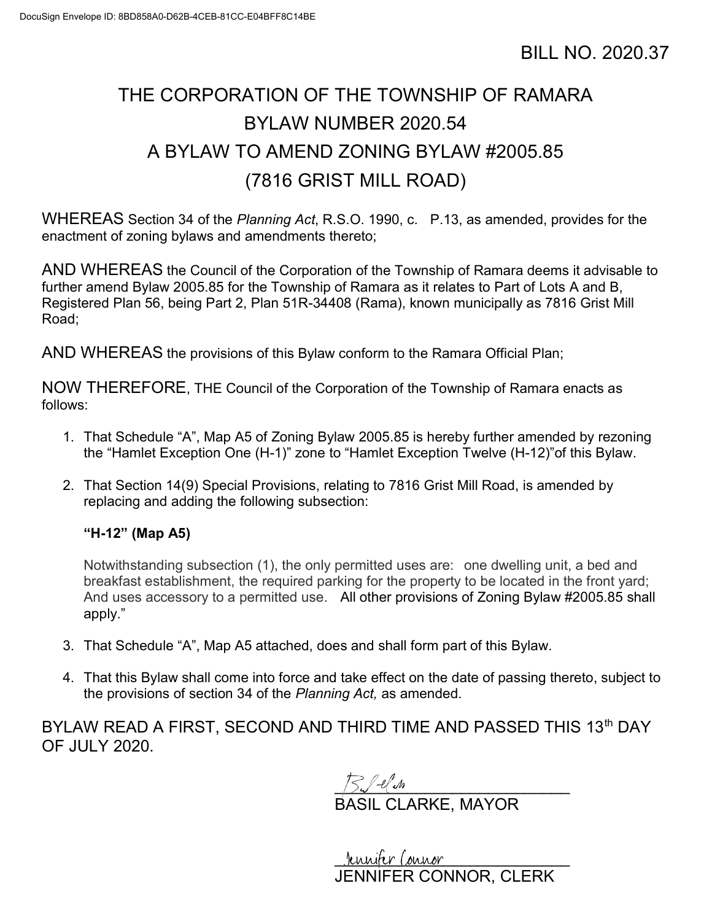DocuSign Envelope ID: 8BD858A0-D62B-4CEB-81CC-E04BFF8C14BE

BILL NO. 2020.37

# THE CORPORATION OF THE TOWNSHIP OF RAMARA
# BYLAW NUMBER 2020.54
# A BYLAW TO AMEND ZONING BYLAW #2005.85
# (7816 GRIST MILL ROAD)

WHEREAS Section 34 of the *Planning Act*, R.S.O. 1990, c. P.13, as amended, provides for the enactment of zoning bylaws and amendments thereto;

AND WHEREAS the Council of the Corporation of the Township of Ramara deems it advisable to further amend Bylaw 2005.85 for the Township of Ramara as it relates to Part of Lots A and B, Registered Plan 56, being Part 2, Plan 51R-34408 (Rama), known municipally as 7816 Grist Mill Road;

AND WHEREAS the provisions of this Bylaw conform to the Ramara Official Plan;

NOW THEREFORE, THE Council of the Corporation of the Township of Ramara enacts as follows:

1. That Schedule "A", Map A5 of Zoning Bylaw 2005.85 is hereby further amended by rezoning the "Hamlet Exception One (H-1)" zone to "Hamlet Exception Twelve (H-12)"of this Bylaw.

2. That Section 14(9) Special Provisions, relating to 7816 Grist Mill Road, is amended by replacing and adding the following subsection:

   **"H-12" (Map A5)**

   Notwithstanding subsection (1), the only permitted uses are: one dwelling unit, a bed and breakfast establishment, the required parking for the property to be located in the front yard; And uses accessory to a permitted use. All other provisions of Zoning Bylaw #2005.85 shall apply."

3. That Schedule "A", Map A5 attached, does and shall form part of this Bylaw.

4. That this Bylaw shall come into force and take effect on the date of passing thereto, subject to the provisions of section 34 of the *Planning Act,* as amended.

BYLAW READ A FIRST, SECOND AND THIRD TIME AND PASSED THIS 13th DAY OF JULY 2020.

BASIL CLARKE, MAYOR

JENNIFER CONNOR, CLERK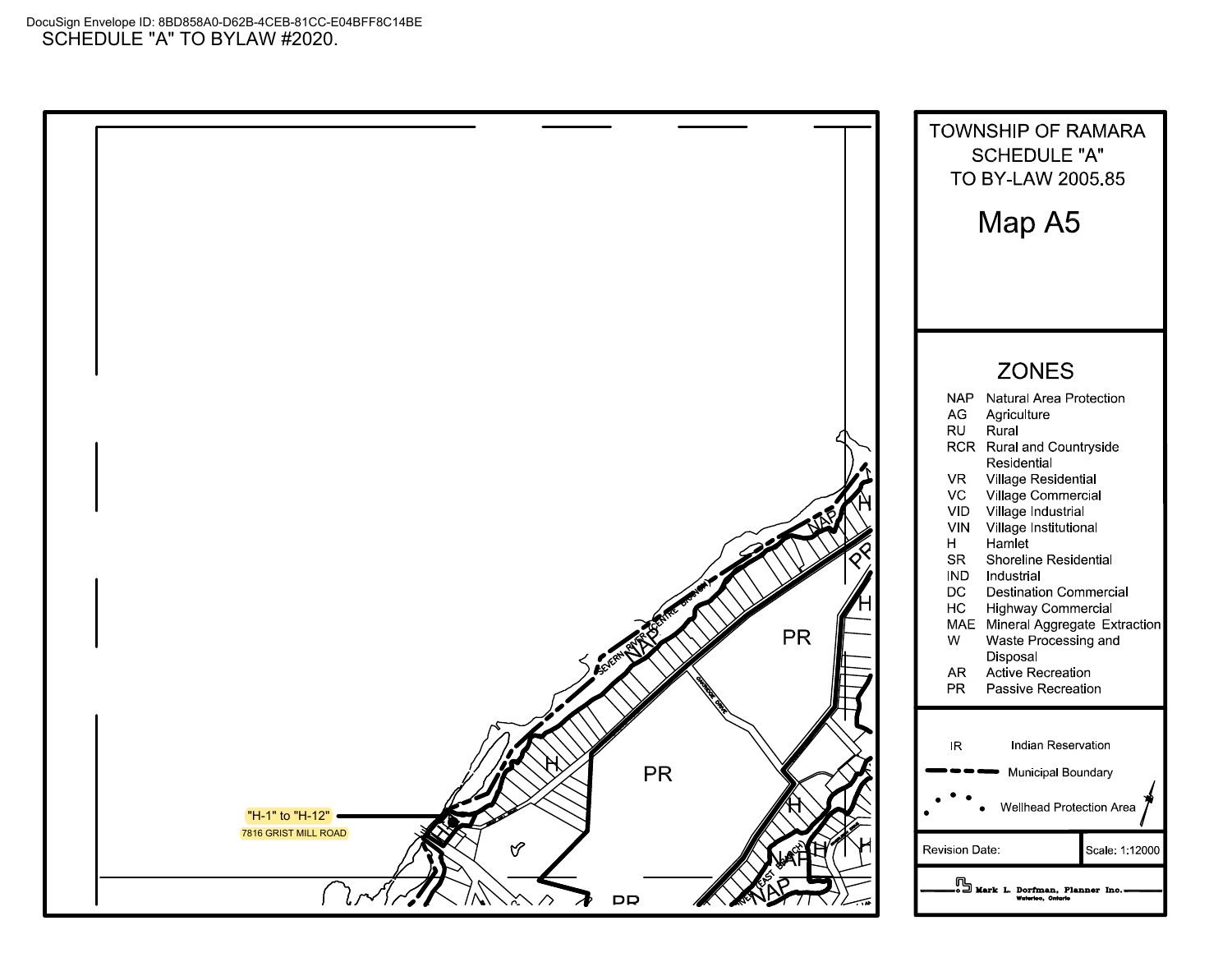SCHEDULE "A" TO BYLAW #2020.

TOWNSHIP OF RAMARA
SCHEDULE "A"
TO BY-LAW 2005.85

# Map A5

## ZONES

- NAP Natural Area Protection
- AG Agriculture
- RU Rural
- RCR Rural and Countryside Residential
- VR Village Residential
- VC Village Commercial
- VID Village Industrial
- VIN Village Institutional
- H Hamlet
- SR Shoreline Residential
- IND Industrial
- DC Destination Commercial
- HC Highway Commercial
- MAE Mineral Aggregate Extraction
- W Waste Processing and Disposal
- AR Active Recreation
- PR Passive Recreation

IR Indian Reservation

Municipal Boundary

Wellhead Protection Area

Revision Date:

Scale: 1:12000

Mark L. Dorfman, Planner Inc.
Waterloo, Ontario

"H-1" to "H-12"
7816 GRIST MILL ROAD

SEVERN RIVER (CENTRE BRANCH)

NAP

H

PR

EAST BEACH